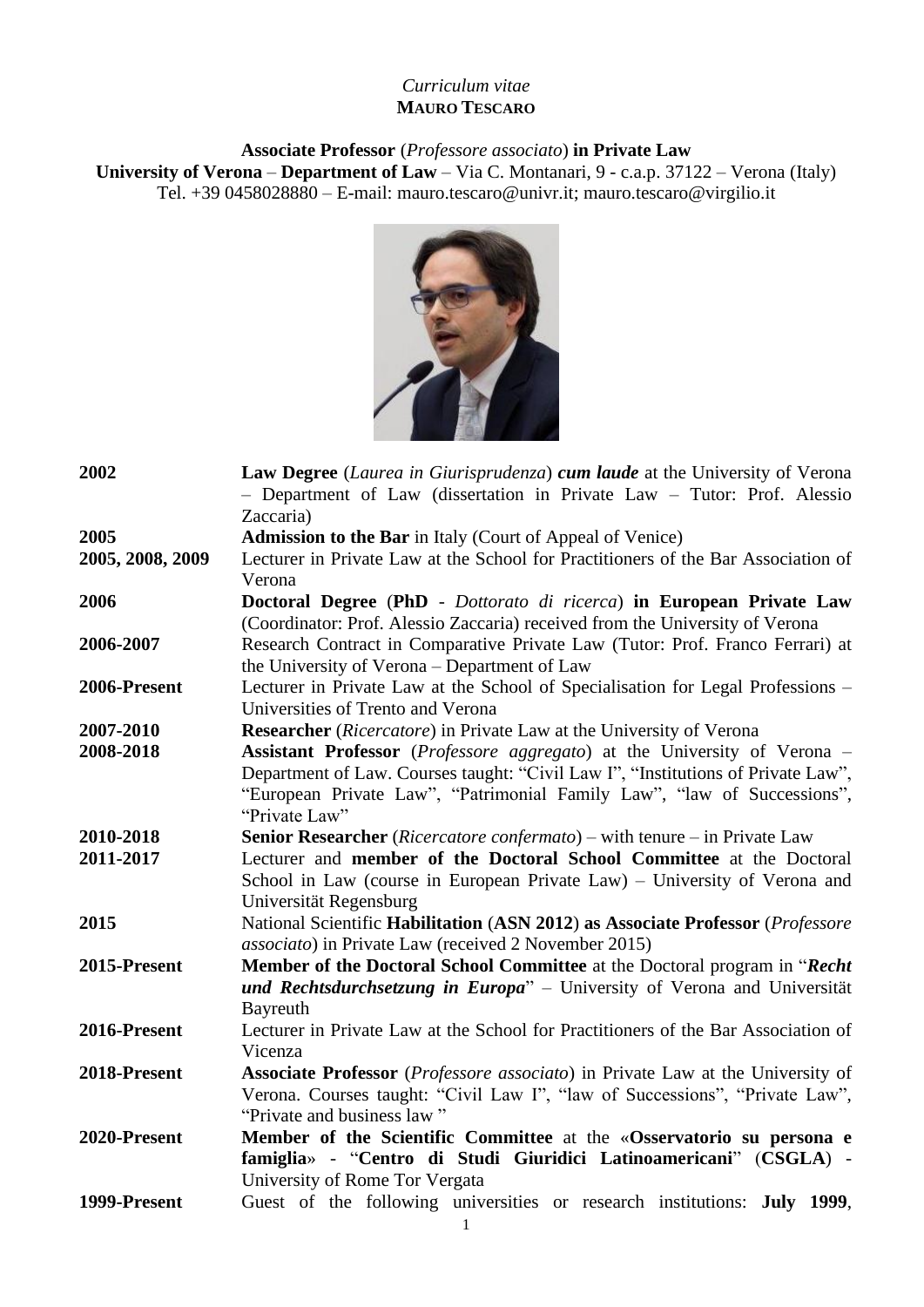*Curriculum vitae*
**MAURO TESCARO**

**Associate Professor** (*Professore associato*) **in Private Law**
**University of Verona** – **Department of Law** – Via C. Montanari, 9 - c.a.p. 37122 – Verona (Italy)
Tel. +39 0458028880 – E-mail: mauro.tescaro@univr.it; mauro.tescaro@virgilio.it

| | |
|---|---|
| **2002** | **Law Degree** (*Laurea in Giurisprudenza*) ***cum laude*** at the University of Verona – Department of Law (dissertation in Private Law – Tutor: Prof. Alessio Zaccaria) |
| **2005** | **Admission to the Bar** in Italy (Court of Appeal of Venice) |
| **2005, 2008, 2009** | Lecturer in Private Law at the School for Practitioners of the Bar Association of Verona |
| **2006** | **Doctoral Degree** (**PhD** - *Dottorato di ricerca*) **in European Private Law** (Coordinator: Prof. Alessio Zaccaria) received from the University of Verona |
| **2006-2007** | Research Contract in Comparative Private Law (Tutor: Prof. Franco Ferrari) at the University of Verona – Department of Law |
| **2006-Present** | Lecturer in Private Law at the School of Specialisation for Legal Professions – Universities of Trento and Verona |
| **2007-2010** | **Researcher** (*Ricercatore*) in Private Law at the University of Verona |
| **2008-2018** | **Assistant Professor** (*Professore aggregato*) at the University of Verona – Department of Law. Courses taught: "Civil Law I", "Institutions of Private Law", "European Private Law", "Patrimonial Family Law", "law of Successions", "Private Law" |
| **2010-2018** | **Senior Researcher** (*Ricercatore confermato*) – with tenure – in Private Law |
| **2011-2017** | Lecturer and **member of the Doctoral School Committee** at the Doctoral School in Law (course in European Private Law) – University of Verona and Universität Regensburg |
| **2015** | National Scientific **Habilitation** (**ASN 2012**) **as Associate Professor** (*Professore associato*) in Private Law (received 2 November 2015) |
| **2015-Present** | **Member of the Doctoral School Committee** at the Doctoral program in "***Recht und Rechtsdurchsetzung in Europa***" – University of Verona and Universität Bayreuth |
| **2016-Present** | Lecturer in Private Law at the School for Practitioners of the Bar Association of Vicenza |
| **2018-Present** | **Associate Professor** (*Professore associato*) in Private Law at the University of Verona. Courses taught: "Civil Law I", "law of Successions", "Private Law", "Private and business law " |
| **2020-Present** | **Member of the Scientific Committee** at the «**Osservatorio su persona e famiglia**» - "**Centro di Studi Giuridici Latinoamericani**" (**CSGLA**) - University of Rome Tor Vergata |
| **1999-Present** | Guest of the following universities or research institutions: **July 1999**, |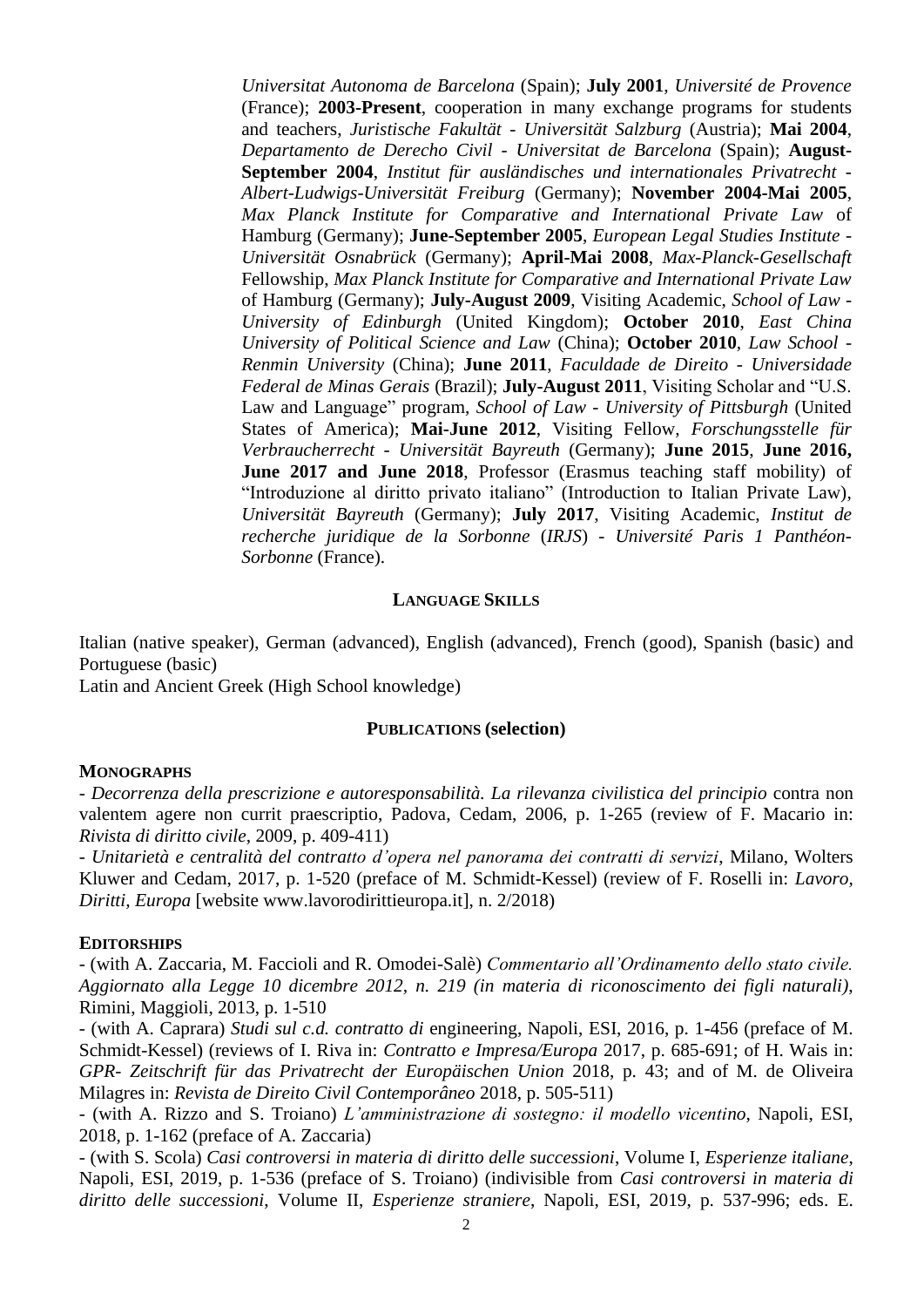*Universitat Autonoma de Barcelona* (Spain); **July 2001**, *Université de Provence* (France); **2003-Present**, cooperation in many exchange programs for students and teachers, *Juristische Fakultät - Universität Salzburg* (Austria); **Mai 2004**, *Departamento de Derecho Civil - Universitat de Barcelona* (Spain); **August-September 2004**, *Institut für ausländisches und internationales Privatrecht - Albert-Ludwigs-Universität Freiburg* (Germany); **November 2004-Mai 2005**, *Max Planck Institute for Comparative and International Private Law* of Hamburg (Germany); **June-September 2005**, *European Legal Studies Institute - Universität Osnabrück* (Germany); **April-Mai 2008**, *Max-Planck-Gesellschaft* Fellowship, *Max Planck Institute for Comparative and International Private Law* of Hamburg (Germany); **July-August 2009**, Visiting Academic, *School of Law - University of Edinburgh* (United Kingdom); **October 2010**, *East China University of Political Science and Law* (China); **October 2010**, *Law School - Renmin University* (China); **June 2011**, *Faculdade de Direito - Universidade Federal de Minas Gerais* (Brazil); **July-August 2011**, Visiting Scholar and "U.S. Law and Language" program, *School of Law - University of Pittsburgh* (United States of America); **Mai-June 2012**, Visiting Fellow, *Forschungsstelle für Verbraucherrecht - Universität Bayreuth* (Germany); **June 2015**, **June 2016, June 2017 and June 2018**, Professor (Erasmus teaching staff mobility) of "Introduzione al diritto privato italiano" (Introduction to Italian Private Law), *Universität Bayreuth* (Germany); **July 2017**, Visiting Academic, *Institut de recherche juridique de la Sorbonne* (*IRJS*) *- Université Paris 1 Panthéon-Sorbonne* (France).

## LANGUAGE SKILLS

Italian (native speaker), German (advanced), English (advanced), French (good), Spanish (basic) and Portuguese (basic)
Latin and Ancient Greek (High School knowledge)

## PUBLICATIONS (selection)

### MONOGRAPHS

- *Decorrenza della prescrizione e autoresponsabilità. La rilevanza civilistica del principio* contra non valentem agere non currit praescriptio, Padova, Cedam, 2006, p. 1-265 (review of F. Macario in: *Rivista di diritto civile*, 2009, p. 409-411)
- *Unitarietà e centralità del contratto d'opera nel panorama dei contratti di servizi*, Milano, Wolters Kluwer and Cedam, 2017, p. 1-520 (preface of M. Schmidt-Kessel) (review of F. Roselli in: *Lavoro, Diritti, Europa* [website www.lavorodirittieuropa.it], n. 2/2018)

### EDITORSHIPS

- (with A. Zaccaria, M. Faccioli and R. Omodei-Salè) *Commentario all'Ordinamento dello stato civile. Aggiornato alla Legge 10 dicembre 2012, n. 219 (in materia di riconoscimento dei figli naturali)*, Rimini, Maggioli, 2013, p. 1-510
- (with A. Caprara) *Studi sul c.d. contratto di* engineering, Napoli, ESI, 2016, p. 1-456 (preface of M. Schmidt-Kessel) (reviews of I. Riva in: *Contratto e Impresa/Europa* 2017, p. 685-691; of H. Wais in: *GPR- Zeitschrift für das Privatrecht der Europäischen Union* 2018, p. 43; and of M. de Oliveira Milagres in: *Revista de Direito Civil Contemporâneo* 2018, p. 505-511)
- (with A. Rizzo and S. Troiano) *L'amministrazione di sostegno: il modello vicentino*, Napoli, ESI, 2018, p. 1-162 (preface of A. Zaccaria)
- (with S. Scola) *Casi controversi in materia di diritto delle successioni*, Volume I, *Esperienze italiane*, Napoli, ESI, 2019, p. 1-536 (preface of S. Troiano) (indivisible from *Casi controversi in materia di diritto delle successioni*, Volume II, *Esperienze straniere*, Napoli, ESI, 2019, p. 537-996; eds. E.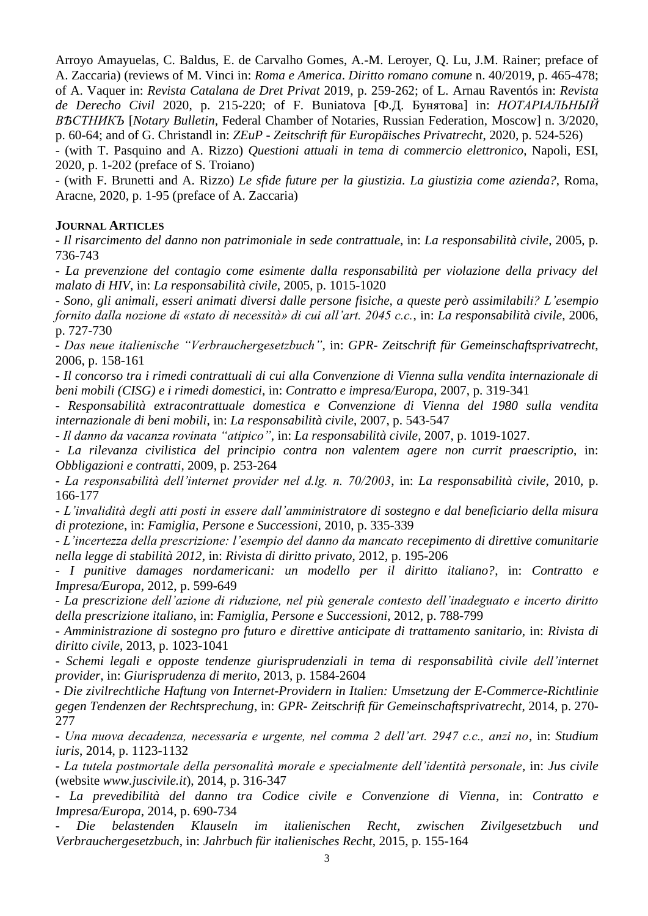Arroyo Amayuelas, C. Baldus, E. de Carvalho Gomes, A.-M. Leroyer, Q. Lu, J.M. Rainer; preface of A. Zaccaria) (reviews of M. Vinci in: *Roma e America*. *Diritto romano comune* n. 40/2019, p. 465-478; of A. Vaquer in: *Revista Catalana de Dret Privat* 2019, p. 259-262; of L. Arnau Raventós in: *Revista de Derecho Civil* 2020, p. 215-220; of F. Buniatova [Ф.Д. Бунятова] in: *НОТАРІАЛЬНЫЙ ВѢСТНИКЪ* [*Notary Bulletin*, Federal Chamber of Notaries, Russian Federation, Moscow] n. 3/2020, p. 60-64; and of G. Christandl in: *ZEuP - Zeitschrift für Europäisches Privatrecht*, 2020, p. 524-526)

- (with T. Pasquino and A. Rizzo) *Questioni attuali in tema di commercio elettronico*, Napoli, ESI, 2020, p. 1-202 (preface of S. Troiano)

- (with F. Brunetti and A. Rizzo) *Le sfide future per la giustizia. La giustizia come azienda?*, Roma, Aracne, 2020, p. 1-95 (preface of A. Zaccaria)

**JOURNAL ARTICLES**

- *Il risarcimento del danno non patrimoniale in sede contrattuale*, in: *La responsabilità civile*, 2005, p. 736-743

- *La prevenzione del contagio come esimente dalla responsabilità per violazione della privacy del malato di HIV*, in: *La responsabilità civile*, 2005, p. 1015-1020

- *Sono, gli animali, esseri animati diversi dalle persone fisiche, a queste però assimilabili? L'esempio fornito dalla nozione di «stato di necessità» di cui all'art. 2045 c.c.*, in: *La responsabilità civile*, 2006, p. 727-730

- *Das neue italienische "Verbrauchergesetzbuch"*, in: *GPR- Zeitschrift für Gemeinschaftsprivatrecht*, 2006, p. 158-161

- *Il concorso tra i rimedi contrattuali di cui alla Convenzione di Vienna sulla vendita internazionale di beni mobili (CISG) e i rimedi domestici*, in: *Contratto e impresa/Europa*, 2007, p. 319-341

- *Responsabilità extracontrattuale domestica e Convenzione di Vienna del 1980 sulla vendita internazionale di beni mobili*, in: *La responsabilità civile*, 2007, p. 543-547

- *Il danno da vacanza rovinata "atipico"*, in: *La responsabilità civile*, 2007, p. 1019-1027.

- *La rilevanza civilistica del principio contra non valentem agere non currit praescriptio*, in: *Obbligazioni e contratti*, 2009, p. 253-264

- *La responsabilità dell'internet provider nel d.lg. n. 70/2003*, in: *La responsabilità civile*, 2010, p. 166-177

- *L'invalidità degli atti posti in essere dall'amministratore di sostegno e dal beneficiario della misura di protezione*, in: *Famiglia, Persone e Successioni*, 2010, p. 335-339

- *L'incertezza della prescrizione: l'esempio del danno da mancato recepimento di direttive comunitarie nella legge di stabilità 2012*, in: *Rivista di diritto privato*, 2012, p. 195-206

- *I punitive damages nordamericani: un modello per il diritto italiano?*, in: *Contratto e Impresa/Europa*, 2012, p. 599-649

- *La prescrizione dell'azione di riduzione, nel più generale contesto dell'inadeguato e incerto diritto della prescrizione italiano*, in: *Famiglia, Persone e Successioni*, 2012, p. 788-799

- *Amministrazione di sostegno pro futuro e direttive anticipate di trattamento sanitario*, in: *Rivista di diritto civile*, 2013, p. 1023-1041

- *Schemi legali e opposte tendenze giurisprudenziali in tema di responsabilità civile dell'internet provider*, in: *Giurisprudenza di merito*, 2013, p. 1584-2604

- *Die zivilrechtliche Haftung von Internet-Providern in Italien: Umsetzung der E-Commerce-Richtlinie gegen Tendenzen der Rechtsprechung*, in: *GPR- Zeitschrift für Gemeinschaftsprivatrecht*, 2014, p. 270-277

- *Una nuova decadenza, necessaria e urgente, nel comma 2 dell'art. 2947 c.c., anzi no*, in: *Studium iuris*, 2014, p. 1123-1132

- *La tutela postmortale della personalità morale e specialmente dell'identità personale*, in: *Jus civile* (website *www.juscivile.it*), 2014, p. 316-347

- *La prevedibilità del danno tra Codice civile e Convenzione di Vienna*, in: *Contratto e Impresa/Europa*, 2014, p. 690-734

- *Die belastenden Klauseln im italienischen Recht, zwischen Zivilgesetzbuch und Verbrauchergesetzbuch*, in: *Jahrbuch für italienisches Recht*, 2015, p. 155-164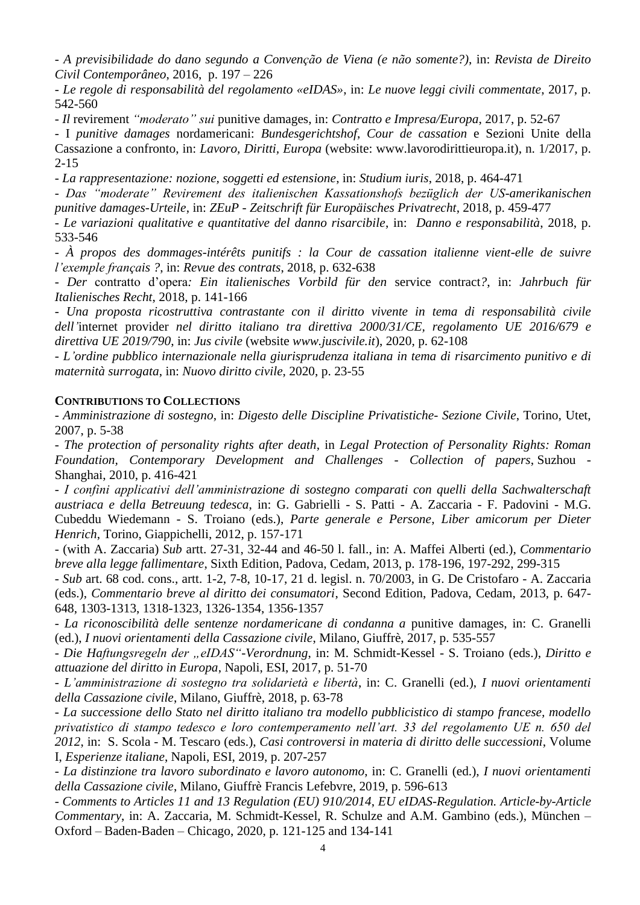- *A previsibilidade do dano segundo a Convenção de Viena (e não somente?)*, in: *Revista de Direito Civil Contemporâneo*, 2016, p. 197 – 226

- *Le regole di responsabilità del regolamento «eIDAS»*, in: *Le nuove leggi civili commentate*, 2017, p. 542-560

- *Il* revirement *"moderato" sui* punitive damages, in: *Contratto e Impresa/Europa*, 2017, p. 52-67

- I *punitive damages* nordamericani: *Bundesgerichtshof*, *Cour de cassation* e Sezioni Unite della Cassazione a confronto, in: *Lavoro, Diritti, Europa* (website: www.lavorodirittieuropa.it), n. 1/2017, p. 2-15

- *La rappresentazione: nozione, soggetti ed estensione*, in: *Studium iuris*, 2018, p. 464-471

- *Das "moderate" Revirement des italienischen Kassationshofs bezüglich der US-amerikanischen punitive damages-Urteile*, in: *ZEuP - Zeitschrift für Europäisches Privatrecht*, 2018, p. 459-477

- *Le variazioni qualitative e quantitative del danno risarcibile*, in: *Danno e responsabilità*, 2018, p. 533-546

- *À propos des dommages-intérêts punitifs : la Cour de cassation italienne vient-elle de suivre l'exemple français ?*, in: *Revue des contrats*, 2018, p. 632-638

- *Der* contratto d'opera*: Ein italienisches Vorbild für den* service contract*?*, in: *Jahrbuch für Italienisches Recht*, 2018, p. 141-166

- *Una proposta ricostruttiva contrastante con il diritto vivente in tema di responsabilità civile dell'*internet provider *nel diritto italiano tra direttiva 2000/31/CE, regolamento UE 2016/679 e direttiva UE 2019/790*, in: *Jus civile* (website *www.juscivile.it*), 2020, p. 62-108

- *L'ordine pubblico internazionale nella giurisprudenza italiana in tema di risarcimento punitivo e di maternità surrogata*, in: *Nuovo diritto civile*, 2020, p. 23-55

## CONTRIBUTIONS TO COLLECTIONS

- *Amministrazione di sostegno*, in: *Digesto delle Discipline Privatistiche- Sezione Civile*, Torino, Utet, 2007, p. 5-38

- *The protection of personality rights after death*, in *Legal Protection of Personality Rights: Roman Foundation, Contemporary Development and Challenges - Collection of papers*, Suzhou - Shanghai, 2010, p. 416-421

- *I confini applicativi dell'amministrazione di sostegno comparati con quelli della Sachwalterschaft austriaca e della Betreuung tedesca*, in: G. Gabrielli - S. Patti - A. Zaccaria - F. Padovini - M.G. Cubeddu Wiedemann - S. Troiano (eds.), *Parte generale e Persone*, *Liber amicorum per Dieter Henrich*, Torino, Giappichelli, 2012, p. 157-171

- (with A. Zaccaria) *Sub* artt. 27-31, 32-44 and 46-50 l. fall., in: A. Maffei Alberti (ed.), *Commentario breve alla legge fallimentare*, Sixth Edition, Padova, Cedam, 2013, p. 178-196, 197-292, 299-315

- *Sub* art. 68 cod. cons., artt. 1-2, 7-8, 10-17, 21 d. legisl. n. 70/2003, in G. De Cristofaro - A. Zaccaria (eds.), *Commentario breve al diritto dei consumatori*, Second Edition, Padova, Cedam, 2013, p. 647-648, 1303-1313, 1318-1323, 1326-1354, 1356-1357

- *La riconoscibilità delle sentenze nordamericane di condanna a* punitive damages, in: C. Granelli (ed.), *I nuovi orientamenti della Cassazione civile*, Milano, Giuffrè, 2017, p. 535-557

- *Die Haftungsregeln der „eIDAS"-Verordnung*, in: M. Schmidt-Kessel - S. Troiano (eds.), *Diritto e attuazione del diritto in Europa*, Napoli, ESI, 2017, p. 51-70

- *L'amministrazione di sostegno tra solidarietà e libertà*, in: C. Granelli (ed.), *I nuovi orientamenti della Cassazione civile*, Milano, Giuffrè, 2018, p. 63-78

- *La successione dello Stato nel diritto italiano tra modello pubblicistico di stampo francese, modello privatistico di stampo tedesco e loro contemperamento nell'art. 33 del regolamento UE n. 650 del 2012*, in: S. Scola - M. Tescaro (eds.), *Casi controversi in materia di diritto delle successioni*, Volume I, *Esperienze italiane*, Napoli, ESI, 2019, p. 207-257

- *La distinzione tra lavoro subordinato e lavoro autonomo*, in: C. Granelli (ed.), *I nuovi orientamenti della Cassazione civile*, Milano, Giuffrè Francis Lefebvre, 2019, p. 596-613

- *Comments to Articles 11 and 13 Regulation (EU) 910/2014*, *EU eIDAS-Regulation. Article-by-Article Commentary*, in: A. Zaccaria, M. Schmidt-Kessel, R. Schulze and A.M. Gambino (eds.), München – Oxford – Baden-Baden – Chicago, 2020, p. 121-125 and 134-141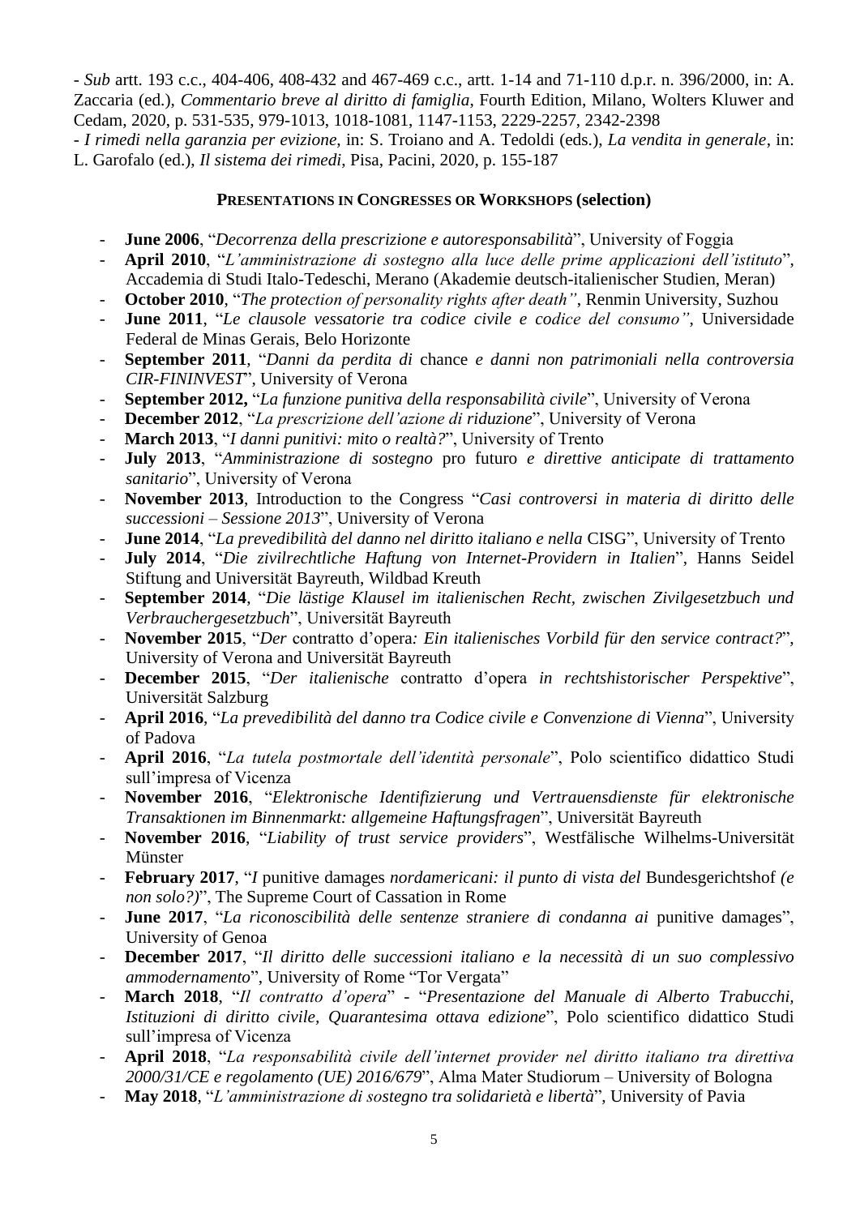- *Sub* artt. 193 c.c., 404-406, 408-432 and 467-469 c.c., artt. 1-14 and 71-110 d.p.r. n. 396/2000, in: A. Zaccaria (ed.), *Commentario breve al diritto di famiglia*, Fourth Edition, Milano, Wolters Kluwer and Cedam, 2020, p. 531-535, 979-1013, 1018-1081, 1147-1153, 2229-2257, 2342-2398
- *I rimedi nella garanzia per evizione*, in: S. Troiano and A. Tedoldi (eds.), *La vendita in generale*, in: L. Garofalo (ed.), *Il sistema dei rimedi*, Pisa, Pacini, 2020, p. 155-187

## PRESENTATIONS IN CONGRESSES OR WORKSHOPS (selection)

- **June 2006**, "*Decorrenza della prescrizione e autoresponsabilità*", University of Foggia
- **April 2010**, "*L'amministrazione di sostegno alla luce delle prime applicazioni dell'istituto*", Accademia di Studi Italo-Tedeschi, Merano (Akademie deutsch-italienischer Studien, Meran)
- **October 2010**, "*The protection of personality rights after death"*, Renmin University, Suzhou
- **June 2011**, "*Le clausole vessatorie tra codice civile e codice del consumo"*, Universidade Federal de Minas Gerais, Belo Horizonte
- **September 2011**, "*Danni da perdita di* chance *e danni non patrimoniali nella controversia CIR-FININVEST*", University of Verona
- **September 2012,** "*La funzione punitiva della responsabilità civile*", University of Verona
- **December 2012**, "*La prescrizione dell'azione di* riduzione", University of Verona
- **March 2013**, "*I danni punitivi: mito o realtà?*", University of Trento
- **July 2013**, "*Amministrazione di sostegno* pro futuro *e direttive anticipate di trattamento sanitario*", University of Verona
- **November 2013**, Introduction to the Congress "*Casi controversi in materia di diritto delle successioni – Sessione 2013*", University of Verona
- **June 2014**, "*La prevedibilità del danno nel diritto italiano e nella* CISG", University of Trento
- **July 2014**, "*Die zivilrechtliche Haftung von Internet-Providern in Italien*", Hanns Seidel Stiftung and Universität Bayreuth, Wildbad Kreuth
- **September 2014**, "*Die lästige Klausel im italienischen Recht, zwischen Zivilgesetzbuch und Verbrauchergesetzbuch*", Universität Bayreuth
- **November 2015**, "*Der* contratto d'opera*: Ein italienisches Vorbild für den service contract?*", University of Verona and Universität Bayreuth
- **December 2015**, "*Der italienische* contratto d'opera *in rechtshistorischer Perspektive*", Universität Salzburg
- **April 2016**, "*La prevedibilità del danno tra Codice civile e Convenzione di Vienna*", University of Padova
- **April 2016**, "*La tutela postmortale dell'identità personale*", Polo scientifico didattico Studi sull'impresa of Vicenza
- **November 2016**, "*Elektronische Identifizierung und Vertrauensdienste für elektronische Transaktionen im Binnenmarkt: allgemeine Haftungsfragen*", Universität Bayreuth
- **November 2016**, "*Liability of trust service providers*", Westfälische Wilhelms-Universität Münster
- **February 2017**, "*I* punitive damages *nordamericani: il punto di vista del* Bundesgerichtshof *(e non solo?)*", The Supreme Court of Cassation in Rome
- **June 2017**, "*La riconoscibilità delle sentenze straniere di condanna ai* punitive damages", University of Genoa
- **December 2017**, "*Il diritto delle successioni italiano e la necessità di un suo complessivo ammodernamento*", University of Rome "Tor Vergata"
- **March 2018**, "*Il contratto d'opera*" - "*Presentazione del Manuale di Alberto Trabucchi, Istituzioni di diritto civile, Quarantesima ottava edizione*", Polo scientifico didattico Studi sull'impresa of Vicenza
- **April 2018**, "*La responsabilità civile dell'internet provider nel diritto italiano tra direttiva 2000/31/CE e regolamento (UE) 2016/679*", Alma Mater Studiorum – University of Bologna
- **May 2018**, "*L'amministrazione di sostegno tra solidarietà e libertà*", University of Pavia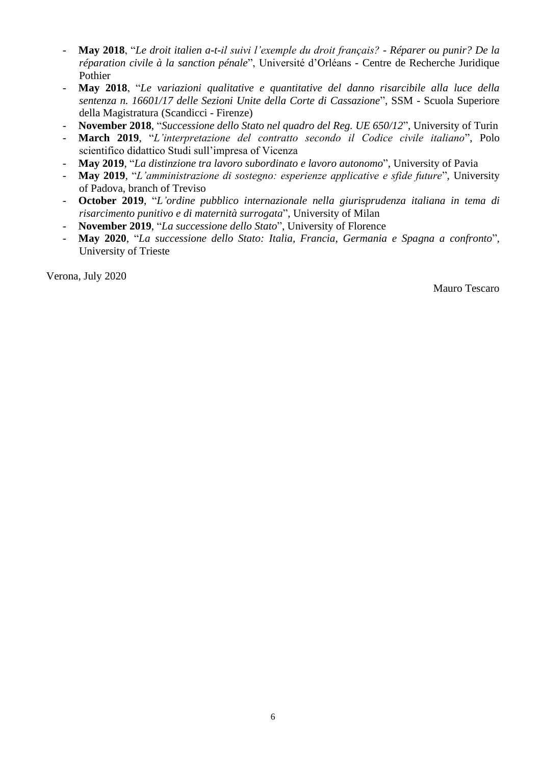- **May 2018**, "*Le droit italien a-t-il suivi l'exemple du droit français? - Réparer ou punir? De la réparation civile à la sanction pénale*", Université d'Orléans - Centre de Recherche Juridique Pothier
- **May 2018**, "*Le variazioni qualitative e quantitative del danno risarcibile alla luce della sentenza n. 16601/17 delle Sezioni Unite della Corte di Cassazione*", SSM - Scuola Superiore della Magistratura (Scandicci - Firenze)
- **November 2018**, "*Successione dello Stato nel quadro del Reg. UE 650/12*", University of Turin
- **March 2019**, "*L'interpretazione del contratto secondo il Codice civile italiano*", Polo scientifico didattico Studi sull'impresa of Vicenza
- **May 2019**, "*La distinzione tra lavoro subordinato e lavoro autonomo*", University of Pavia
- **May 2019**, "*L'amministrazione di sostegno: esperienze applicative e sfide future*", University of Padova, branch of Treviso
- **October 2019**, "*L'ordine pubblico internazionale nella giurisprudenza italiana in tema di risarcimento punitivo e di maternità surrogata*", University of Milan
- **November 2019**, "*La successione dello Stato*", University of Florence
- **May 2020**, "*La successione dello Stato: Italia, Francia, Germania e Spagna a confronto*", University of Trieste

Verona, July 2020

Mauro Tescaro